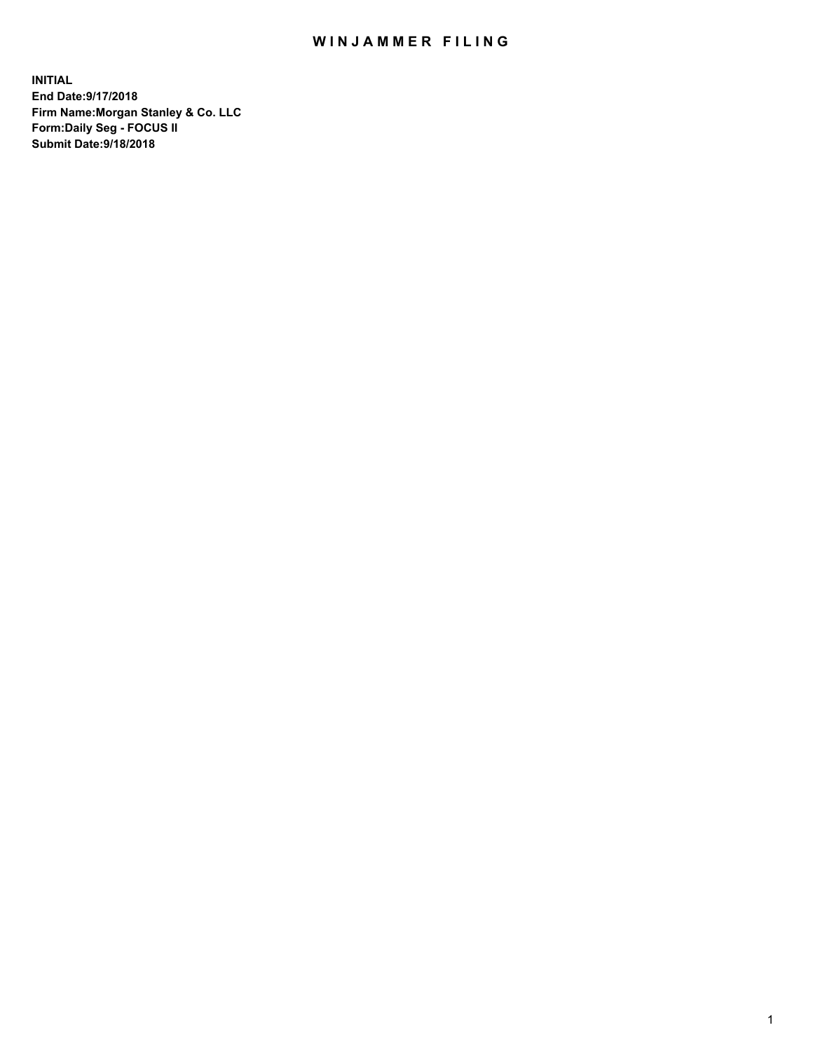# WINJAMMER FILING

**INITIAL**
**End Date:9/17/2018**
**Firm Name:Morgan Stanley & Co. LLC**
**Form:Daily Seg - FOCUS II**
**Submit Date:9/18/2018**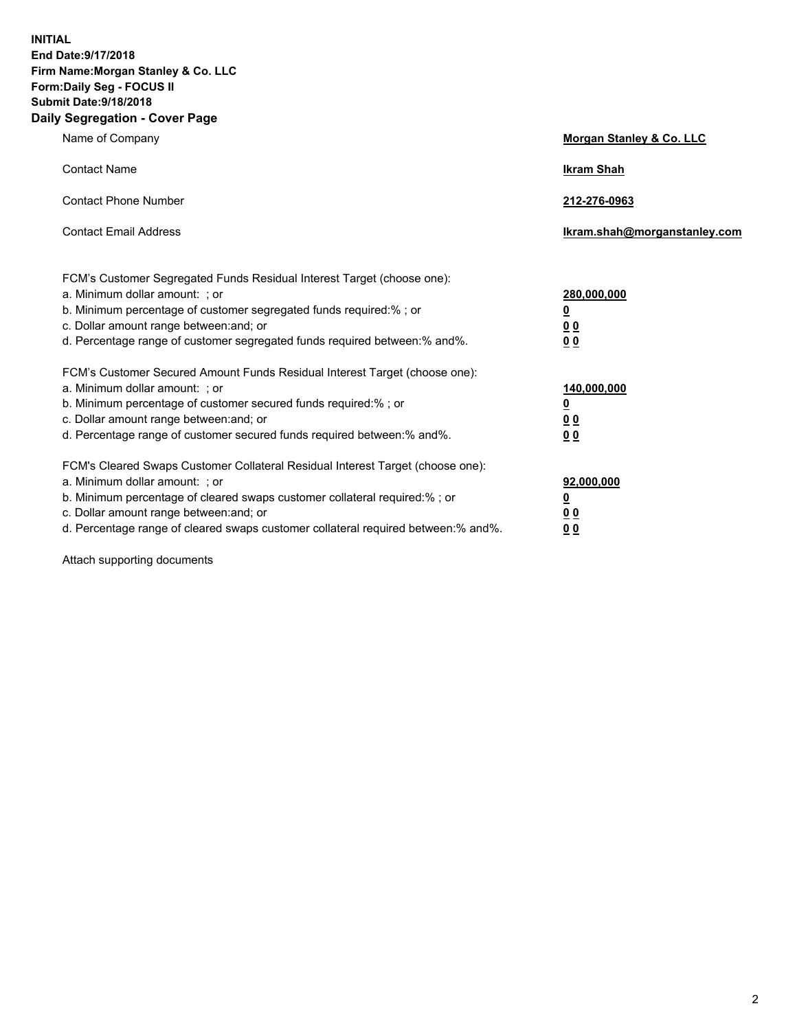**INITIAL**
**End Date:9/17/2018**
**Firm Name:Morgan Stanley & Co. LLC**
**Form:Daily Seg - FOCUS II**
**Submit Date:9/18/2018**

## Daily Segregation - Cover Page

| | |
|---|---|
| Name of Company | **Morgan Stanley & Co. LLC** |
| Contact Name | **Ikram Shah** |
| Contact Phone Number | **212-276-0963** |
| Contact Email Address | **Ikram.shah@morganstanley.com** |

| | |
|---|---|
| FCM's Customer Segregated Funds Residual Interest Target (choose one): | |
| a. Minimum dollar amount: ; or | **280,000,000** |
| b. Minimum percentage of customer segregated funds required:% ; or | **0** |
| c. Dollar amount range between:and; or | **0 0** |
| d. Percentage range of customer segregated funds required between:% and%. | **0 0** |
| FCM's Customer Secured Amount Funds Residual Interest Target (choose one): | |
| a. Minimum dollar amount: ; or | **140,000,000** |
| b. Minimum percentage of customer secured funds required:% ; or | **0** |
| c. Dollar amount range between:and; or | **0 0** |
| d. Percentage range of customer secured funds required between:% and%. | **0 0** |
| FCM's Cleared Swaps Customer Collateral Residual Interest Target (choose one): | |
| a. Minimum dollar amount: ; or | **92,000,000** |
| b. Minimum percentage of cleared swaps customer collateral required:% ; or | **0** |
| c. Dollar amount range between:and; or | **0 0** |
| d. Percentage range of cleared swaps customer collateral required between:% and%. | **0 0** |

Attach supporting documents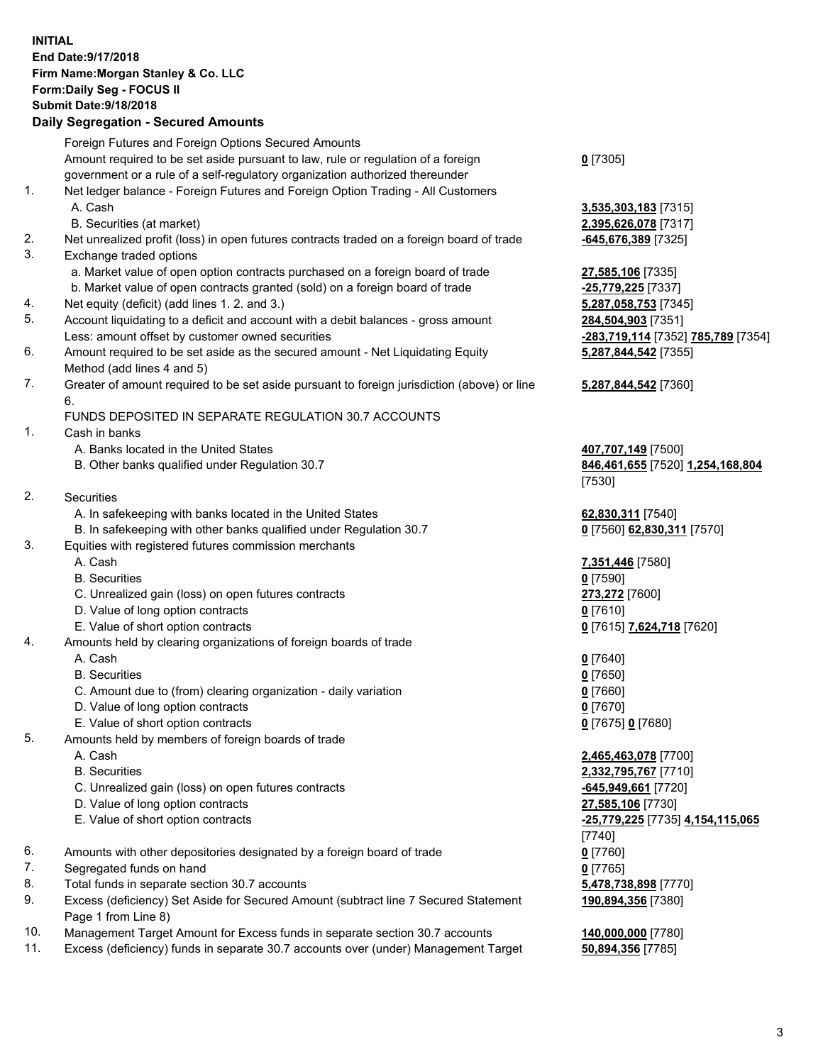**INITIAL**
**End Date:9/17/2018**
**Firm Name:Morgan Stanley & Co. LLC**
**Form:Daily Seg - FOCUS II**
**Submit Date:9/18/2018**
**Daily Segregation - Secured Amounts**

| | | |
|---|---|---|
| | Foreign Futures and Foreign Options Secured Amounts | |
| | Amount required to be set aside pursuant to law, rule or regulation of a foreign government or a rule of a self-regulatory organization authorized thereunder | **0** [7305] |
| 1. | Net ledger balance - Foreign Futures and Foreign Option Trading - All Customers | |
| | A. Cash | **3,535,303,183** [7315] |
| | B. Securities (at market) | **2,395,626,078** [7317] |
| 2. | Net unrealized profit (loss) in open futures contracts traded on a foreign board of trade | **-645,676,389** [7325] |
| 3. | Exchange traded options | |
| | a. Market value of open option contracts purchased on a foreign board of trade | **27,585,106** [7335] |
| | b. Market value of open contracts granted (sold) on a foreign board of trade | **-25,779,225** [7337] |
| 4. | Net equity (deficit) (add lines 1. 2. and 3.) | **5,287,058,753** [7345] |
| 5. | Account liquidating to a deficit and account with a debit balances - gross amount | **284,504,903** [7351] |
| | Less: amount offset by customer owned securities | **-283,719,114** [7352] **785,789** [7354] |
| 6. | Amount required to be set aside as the secured amount - Net Liquidating Equity Method (add lines 4 and 5) | **5,287,844,542** [7355] |
| 7. | Greater of amount required to be set aside pursuant to foreign jurisdiction (above) or line 6. | **5,287,844,542** [7360] |
| | FUNDS DEPOSITED IN SEPARATE REGULATION 30.7 ACCOUNTS | |
| 1. | Cash in banks | |
| | A. Banks located in the United States | **407,707,149** [7500] |
| | B. Other banks qualified under Regulation 30.7 | **846,461,655** [7520] **1,254,168,804** [7530] |
| 2. | Securities | |
| | A. In safekeeping with banks located in the United States | **62,830,311** [7540] |
| | B. In safekeeping with other banks qualified under Regulation 30.7 | **0** [7560] **62,830,311** [7570] |
| 3. | Equities with registered futures commission merchants | |
| | A. Cash | **7,351,446** [7580] |
| | B. Securities | **0** [7590] |
| | C. Unrealized gain (loss) on open futures contracts | **273,272** [7600] |
| | D. Value of long option contracts | **0** [7610] |
| | E. Value of short option contracts | **0** [7615] **7,624,718** [7620] |
| 4. | Amounts held by clearing organizations of foreign boards of trade | |
| | A. Cash | **0** [7640] |
| | B. Securities | **0** [7650] |
| | C. Amount due to (from) clearing organization - daily variation | **0** [7660] |
| | D. Value of long option contracts | **0** [7670] |
| | E. Value of short option contracts | **0** [7675] **0** [7680] |
| 5. | Amounts held by members of foreign boards of trade | |
| | A. Cash | **2,465,463,078** [7700] |
| | B. Securities | **2,332,795,767** [7710] |
| | C. Unrealized gain (loss) on open futures contracts | **-645,949,661** [7720] |
| | D. Value of long option contracts | **27,585,106** [7730] |
| | E. Value of short option contracts | **-25,779,225** [7735] **4,154,115,065** [7740] |
| 6. | Amounts with other depositories designated by a foreign board of trade | **0** [7760] |
| 7. | Segregated funds on hand | **0** [7765] |
| 8. | Total funds in separate section 30.7 accounts | **5,478,738,898** [7770] |
| 9. | Excess (deficiency) Set Aside for Secured Amount (subtract line 7 Secured Statement Page 1 from Line 8) | **190,894,356** [7380] |
| 10. | Management Target Amount for Excess funds in separate section 30.7 accounts | **140,000,000** [7780] |
| 11. | Excess (deficiency) funds in separate 30.7 accounts over (under) Management Target | **50,894,356** [7785] |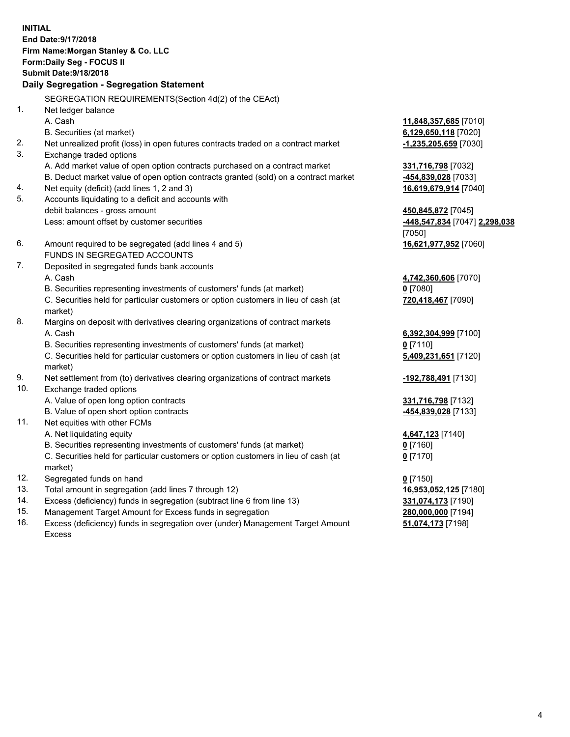**INITIAL**
**End Date:9/17/2018**
**Firm Name:Morgan Stanley & Co. LLC**
**Form:Daily Seg - FOCUS II**
**Submit Date:9/18/2018**
**Daily Segregation - Segregation Statement**

SEGREGATION REQUIREMENTS(Section 4d(2) of the CEAct)

| | | |
|---|---|---|
| 1. | Net ledger balance | |
| | A. Cash | **11,848,357,685** [7010] |
| | B. Securities (at market) | **6,129,650,118** [7020] |
| 2. | Net unrealized profit (loss) in open futures contracts traded on a contract market | **-1,235,205,659** [7030] |
| 3. | Exchange traded options | |
| | A. Add market value of open option contracts purchased on a contract market | **331,716,798** [7032] |
| | B. Deduct market value of open option contracts granted (sold) on a contract market | **-454,839,028** [7033] |
| 4. | Net equity (deficit) (add lines 1, 2 and 3) | **16,619,679,914** [7040] |
| 5. | Accounts liquidating to a deficit and accounts with debit balances - gross amount | **450,845,872** [7045] |
| | Less: amount offset by customer securities | **-448,547,834** [7047] **2,298,038** [7050] |
| 6. | Amount required to be segregated (add lines 4 and 5) | **16,621,977,952** [7060] |
| | FUNDS IN SEGREGATED ACCOUNTS | |
| 7. | Deposited in segregated funds bank accounts | |
| | A. Cash | **4,742,360,606** [7070] |
| | B. Securities representing investments of customers' funds (at market) | **0** [7080] |
| | C. Securities held for particular customers or option customers in lieu of cash (at market) | **720,418,467** [7090] |
| 8. | Margins on deposit with derivatives clearing organizations of contract markets | |
| | A. Cash | **6,392,304,999** [7100] |
| | B. Securities representing investments of customers' funds (at market) | **0** [7110] |
| | C. Securities held for particular customers or option customers in lieu of cash (at market) | **5,409,231,651** [7120] |
| 9. | Net settlement from (to) derivatives clearing organizations of contract markets | **-192,788,491** [7130] |
| 10. | Exchange traded options | |
| | A. Value of open long option contracts | **331,716,798** [7132] |
| | B. Value of open short option contracts | **-454,839,028** [7133] |
| 11. | Net equities with other FCMs | |
| | A. Net liquidating equity | **4,647,123** [7140] |
| | B. Securities representing investments of customers' funds (at market) | **0** [7160] |
| | C. Securities held for particular customers or option customers in lieu of cash (at market) | **0** [7170] |
| 12. | Segregated funds on hand | **0** [7150] |
| 13. | Total amount in segregation (add lines 7 through 12) | **16,953,052,125** [7180] |
| 14. | Excess (deficiency) funds in segregation (subtract line 6 from line 13) | **331,074,173** [7190] |
| 15. | Management Target Amount for Excess funds in segregation | **280,000,000** [7194] |
| 16. | Excess (deficiency) funds in segregation over (under) Management Target Amount Excess | **51,074,173** [7198] |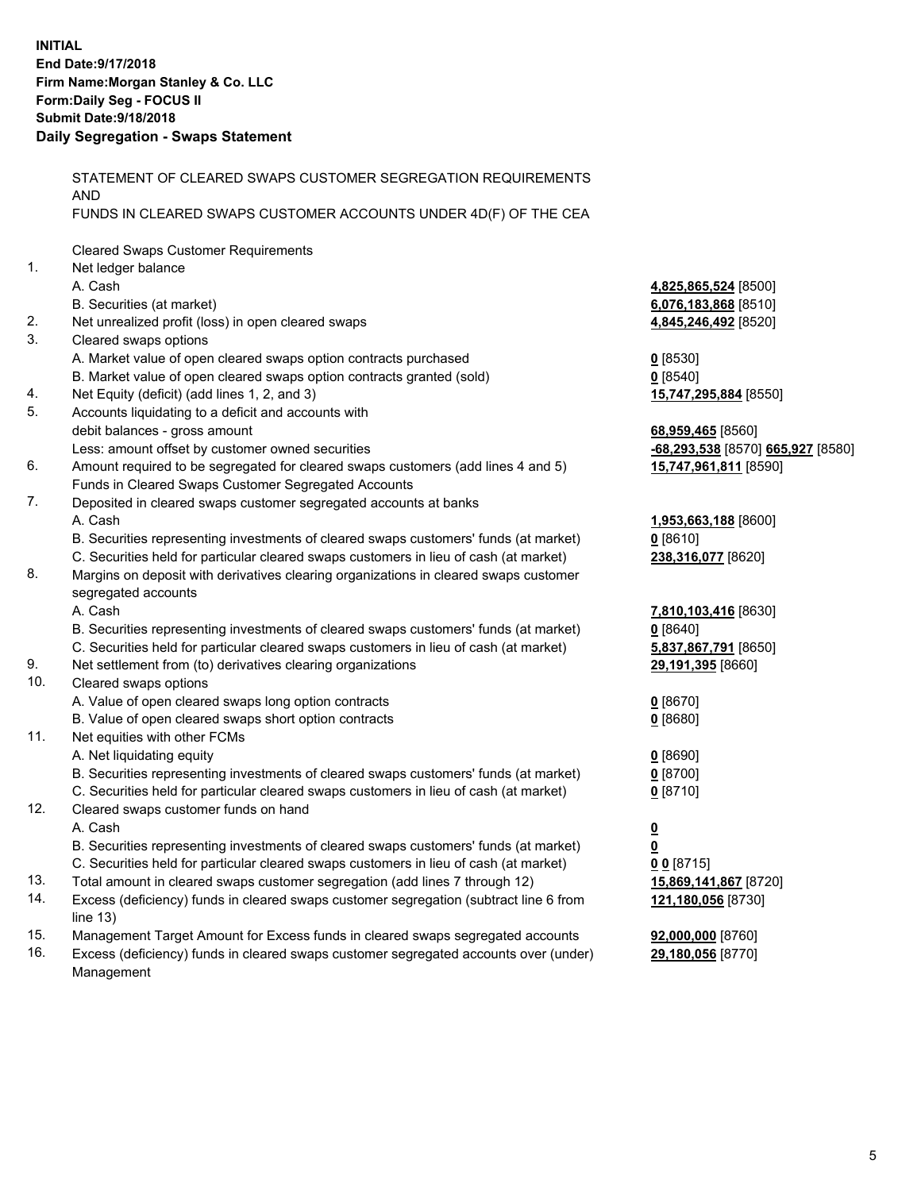**INITIAL**
**End Date:9/17/2018**
**Firm Name:Morgan Stanley & Co. LLC**
**Form:Daily Seg - FOCUS II**
**Submit Date:9/18/2018**
**Daily Segregation - Swaps Statement**

STATEMENT OF CLEARED SWAPS CUSTOMER SEGREGATION REQUIREMENTS
AND
FUNDS IN CLEARED SWAPS CUSTOMER ACCOUNTS UNDER 4D(F) OF THE CEA

| | | |
|---|---|---|
| | Cleared Swaps Customer Requirements | |
| 1. | Net ledger balance | |
| | A. Cash | **4,825,865,524** [8500] |
| | B. Securities (at market) | **6,076,183,868** [8510] |
| 2. | Net unrealized profit (loss) in open cleared swaps | **4,845,246,492** [8520] |
| 3. | Cleared swaps options | |
| | A. Market value of open cleared swaps option contracts purchased | **0** [8530] |
| | B. Market value of open cleared swaps option contracts granted (sold) | **0** [8540] |
| 4. | Net Equity (deficit) (add lines 1, 2, and 3) | **15,747,295,884** [8550] |
| 5. | Accounts liquidating to a deficit and accounts with | |
| | debit balances - gross amount | **68,959,465** [8560] |
| | Less: amount offset by customer owned securities | **-68,293,538** [8570] **665,927** [8580] |
| 6. | Amount required to be segregated for cleared swaps customers (add lines 4 and 5) | **15,747,961,811** [8590] |
| | Funds in Cleared Swaps Customer Segregated Accounts | |
| 7. | Deposited in cleared swaps customer segregated accounts at banks | |
| | A. Cash | **1,953,663,188** [8600] |
| | B. Securities representing investments of cleared swaps customers' funds (at market) | **0** [8610] |
| | C. Securities held for particular cleared swaps customers in lieu of cash (at market) | **238,316,077** [8620] |
| 8. | Margins on deposit with derivatives clearing organizations in cleared swaps customer segregated accounts | |
| | A. Cash | **7,810,103,416** [8630] |
| | B. Securities representing investments of cleared swaps customers' funds (at market) | **0** [8640] |
| | C. Securities held for particular cleared swaps customers in lieu of cash (at market) | **5,837,867,791** [8650] |
| 9. | Net settlement from (to) derivatives clearing organizations | **29,191,395** [8660] |
| 10. | Cleared swaps options | |
| | A. Value of open cleared swaps long option contracts | **0** [8670] |
| | B. Value of open cleared swaps short option contracts | **0** [8680] |
| 11. | Net equities with other FCMs | |
| | A. Net liquidating equity | **0** [8690] |
| | B. Securities representing investments of cleared swaps customers' funds (at market) | **0** [8700] |
| | C. Securities held for particular cleared swaps customers in lieu of cash (at market) | **0** [8710] |
| 12. | Cleared swaps customer funds on hand | |
| | A. Cash | **0** |
| | B. Securities representing investments of cleared swaps customers' funds (at market) | **0** |
| | C. Securities held for particular cleared swaps customers in lieu of cash (at market) | **0** **0** [8715] |
| 13. | Total amount in cleared swaps customer segregation (add lines 7 through 12) | **15,869,141,867** [8720] |
| 14. | Excess (deficiency) funds in cleared swaps customer segregation (subtract line 6 from line 13) | **121,180,056** [8730] |
| 15. | Management Target Amount for Excess funds in cleared swaps segregated accounts | **92,000,000** [8760] |
| 16. | Excess (deficiency) funds in cleared swaps customer segregated accounts over (under) Management | **29,180,056** [8770] |